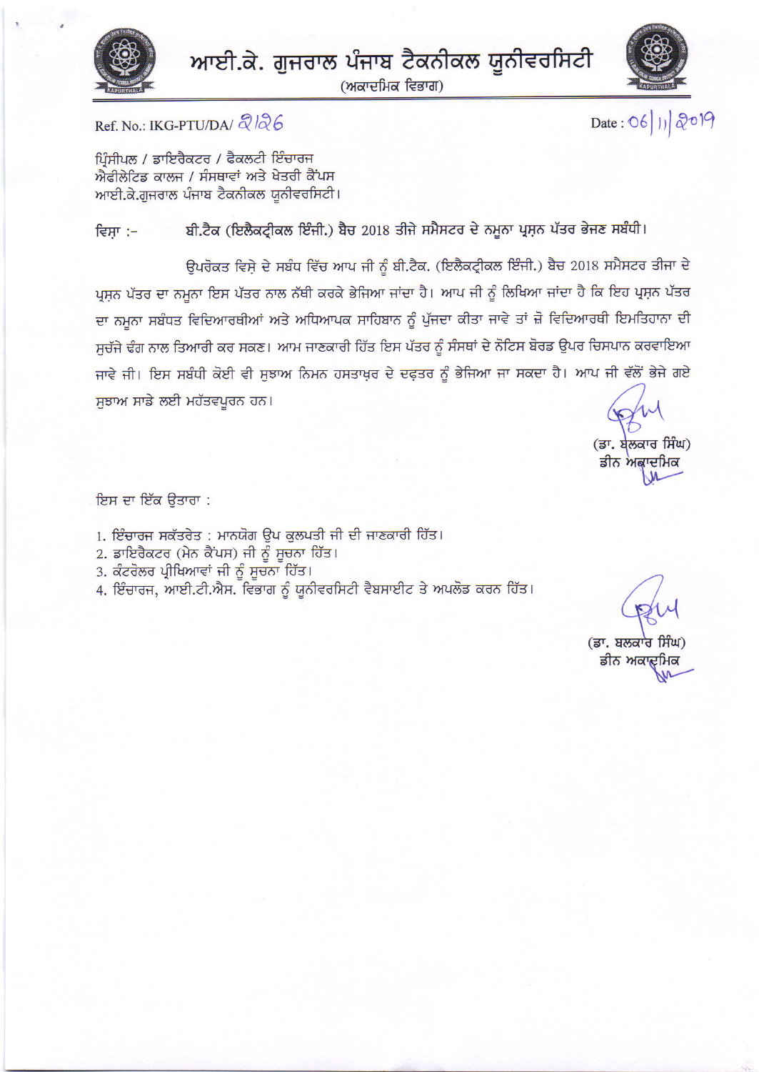# ਆਈ.ਕੇ. ਗੁਜਰਾਲ ਪੰਜਾਬ ਟੈਕਨੀਕਲ ਯੂਨੀਵਰਸਿਟੀ

(ਅਕਾਦਮਿਕ ਵਿਭਾਗ)

Ref. No.: IKG-PTU/DA/ 2126

Date : 06/11/2019

ਪ੍ਰਿੰਸੀਪਲ / ਡਾਇਰੈਕਟਰ / ਫੈਕਲਟੀ ਇੰਚਾਰਜ
ਐਫੀਲੇਟਿਡ ਕਾਲਜ / ਸੰਸਥਾਵਾਂ ਅਤੇ ਖੇਤਰੀ ਕੈਂਪਸ
ਆਈ.ਕੇ.ਗੁਜਰਾਲ ਪੰਜਾਬ ਟੈਕਨੀਕਲ ਯੂਨੀਵਰਸਿਟੀ।

ਵਿਸ਼ਾ :- **ਬੀ.ਟੈਕ (ਇਲੈਕਟ੍ਰੀਕਲ ਇੰਜੀ.) ਬੈਚ 2018 ਤੀਜੇ ਸਮੈਸਟਰ ਦੇ ਨਮੂਨਾ ਪ੍ਰਸ਼ਨ ਪੱਤਰ ਭੇਜਣ ਸਬੰਧੀ।**

ਉਪਰੋਕਤ ਵਿਸ਼ੇ ਦੇ ਸਬੰਧ ਵਿੱਚ ਆਪ ਜੀ ਨੂੰ ਬੀ.ਟੈਕ. (ਇਲੈਕਟ੍ਰੀਕਲ ਇੰਜੀ.) ਬੈਚ 2018 ਸਮੈਸਟਰ ਤੀਜਾ ਦੇ ਪ੍ਰਸ਼ਨ ਪੱਤਰ ਦਾ ਨਮੂਨਾ ਇਸ ਪੱਤਰ ਨਾਲ ਨੱਥੀ ਕਰਕੇ ਭੇਜਿਆ ਜਾਂਦਾ ਹੈ। ਆਪ ਜੀ ਨੂੰ ਲਿਖਿਆ ਜਾਂਦਾ ਹੈ ਕਿ ਇਹ ਪ੍ਰਸ਼ਨ ਪੱਤਰ ਦਾ ਨਮੂਨਾ ਸਬੰਧਤ ਵਿਦਿਆਰਥੀਆਂ ਅਤੇ ਅਧਿਆਪਕ ਸਾਹਿਬਾਨ ਨੂੰ ਪੁੱਜਦਾ ਕੀਤਾ ਜਾਵੇ ਤਾਂ ਜ਼ੋ ਵਿਦਿਆਰਥੀ ਇਮਤਿਹਾਨਾ ਦੀ ਸੁਚੱਜੇ ਢੰਗ ਨਾਲ ਤਿਆਰੀ ਕਰ ਸਕਣ। ਆਮ ਜਾਣਕਾਰੀ ਹਿੱਤ ਇਸ ਪੱਤਰ ਨੂੰ ਸੰਸਥਾਂ ਦੇ ਨੋਟਿਸ ਬੋਰਡ ਉਪਰ ਚਿਸਪਾਨ ਕਰਵਾਇਆ ਜਾਵੇ ਜੀ। ਇਸ ਸਬੰਧੀ ਕੋਈ ਵੀ ਸੁਝਾਅ ਨਿਮਨ ਹਸਤਾਖ਼ਰ ਦੇ ਦਫ਼ਤਰ ਨੂੰ ਭੇਜਿਆ ਜਾ ਸਕਦਾ ਹੈ। ਆਪ ਜੀ ਵੱਲੋਂ ਭੇਜੇ ਗਏ ਸੁਝਾਅ ਸਾਡੇ ਲਈ ਮਹੱਤਵਪੂਰਨ ਹਨ।

(ਡਾ. ਬਲਕਾਰ ਸਿੰਘ)
ਡੀਨ ਅਕਾਦਮਿਕ

ਇਸ ਦਾ ਇੱਕ ਉਤਾਰਾ :

1. ਇੰਚਾਰਜ ਸਕੱਤਰੇਤ : ਮਾਨਯੋਗ ਉਪ ਕੁਲਪਤੀ ਜੀ ਦੀ ਜਾਣਕਾਰੀ ਹਿੱਤ।
2. ਡਾਇਰੈਕਟਰ (ਮੇਨ ਕੈਂਪਸ) ਜੀ ਨੂੰ ਸੂਚਨਾ ਹਿੱਤ।
3. ਕੰਟਰੋਲਰ ਪ੍ਰੀਖਿਆਵਾਂ ਜੀ ਨੂੰ ਸੂਚਨਾ ਹਿੱਤ।
4. ਇੰਚਾਰਜ, ਆਈ.ਟੀ.ਐਸ. ਵਿਭਾਗ ਨੂੰ ਯੂਨੀਵਰਸਿਟੀ ਵੈਬਸਾਈਟ ਤੇ ਅਪਲੋਡ ਕਰਨ ਹਿੱਤ।

(ਡਾ. ਬਲਕਾਰ ਸਿੰਘ)
ਡੀਨ ਅਕਾਦਮਿਕ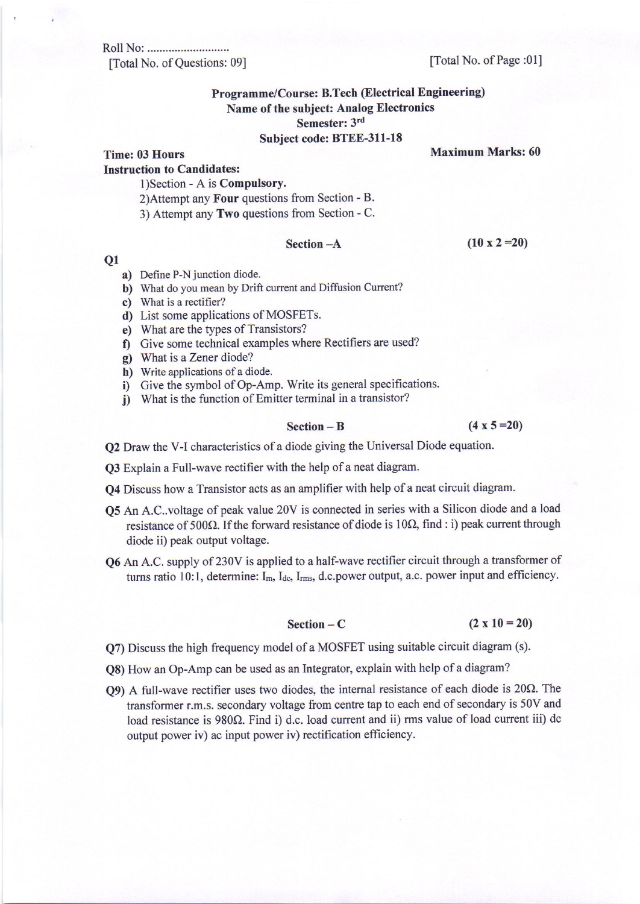Roll No: ..........................

[Total No. of Questions: 09] [Total No. of Page :01]

**Programme/Course: B.Tech (Electrical Engineering)**
**Name of the subject: Analog Electronics**
**Semester: 3rd**
**Subject code: BTEE-311-18**

**Time: 03 Hours** **Maximum Marks: 60**

**Instruction to Candidates:**

1) Section - A is **Compulsory.**
2) Attempt any **Four** questions from Section - B.
3) Attempt any **Two** questions from Section - C.

## Section – A (10 x 2 = 20)

**Q1**

- **a)** Define P-N junction diode.
- **b)** What do you mean by Drift current and Diffusion Current?
- **c)** What is a rectifier?
- **d)** List some applications of MOSFETs.
- **e)** What are the types of Transistors?
- **f)** Give some technical examples where Rectifiers are used?
- **g)** What is a Zener diode?
- **h)** Write applications of a diode.
- **i)** Give the symbol of Op-Amp. Write its general specifications.
- **j)** What is the function of Emitter terminal in a transistor?

## Section – B (4 x 5 = 20)

**Q2** Draw the V-I characteristics of a diode giving the Universal Diode equation.

**Q3** Explain a Full-wave rectifier with the help of a neat diagram.

**Q4** Discuss how a Transistor acts as an amplifier with help of a neat circuit diagram.

**Q5** An A.C..voltage of peak value 20V is connected in series with a Silicon diode and a load resistance of 500Ω. If the forward resistance of diode is 10Ω, find : i) peak current through diode ii) peak output voltage.

**Q6** An A.C. supply of 230V is applied to a half-wave rectifier circuit through a transformer of turns ratio 10:1, determine: $I_m$, $I_{dc}$, $I_{rms}$, d.c.power output, a.c. power input and efficiency.

## Section – C (2 x 10 = 20)

**Q7)** Discuss the high frequency model of a MOSFET using suitable circuit diagram (s).

**Q8)** How an Op-Amp can be used as an Integrator, explain with help of a diagram?

**Q9)** A full-wave rectifier uses two diodes, the internal resistance of each diode is 20Ω. The transformer r.m.s. secondary voltage from centre tap to each end of secondary is 50V and load resistance is 980Ω. Find i) d.c. load current and ii) rms value of load current iii) dc output power iv) ac input power iv) rectification efficiency.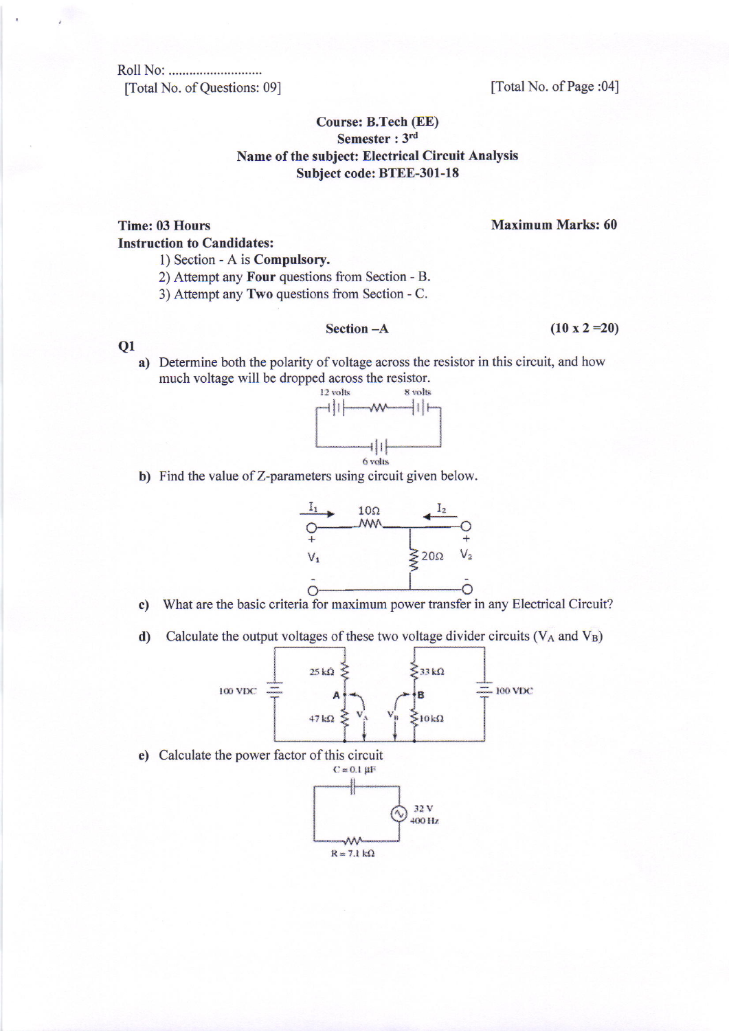Roll No: ...........................

[Total No. of Questions: 09] [Total No. of Page :04]

**Course: B.Tech (EE)**
**Semester : 3rd**
**Name of the subject: Electrical Circuit Analysis**
**Subject code: BTEE-301-18**

**Time: 03 Hours** **Maximum Marks: 60**

**Instruction to Candidates:**

1) Section - A is **Compulsory.**
2) Attempt any **Four** questions from Section - B.
3) Attempt any **Two** questions from Section - C.

## Section –A (10 x 2 =20)

**Q1**

**a)** Determine both the polarity of voltage across the resistor in this circuit, and how much voltage will be dropped across the resistor.

12 volts
8 volts
6 volts

**b)** Find the value of Z-parameters using circuit given below.

$I_1$
10Ω
$I_2$
+
$V_1$
-
20Ω
+
$V_2$
-

**c)** What are the basic criteria for maximum power transfer in any Electrical Circuit?

**d)** Calculate the output voltages of these two voltage divider circuits ($V_A$ and $V_B$)

100 VDC
25 kΩ
A
47 kΩ
$V_A$
$V_B$
33 kΩ
B
10 kΩ
100 VDC

**e)** Calculate the power factor of this circuit

C = 0.1 μF
32 V
400 Hz
R = 7.1 kΩ